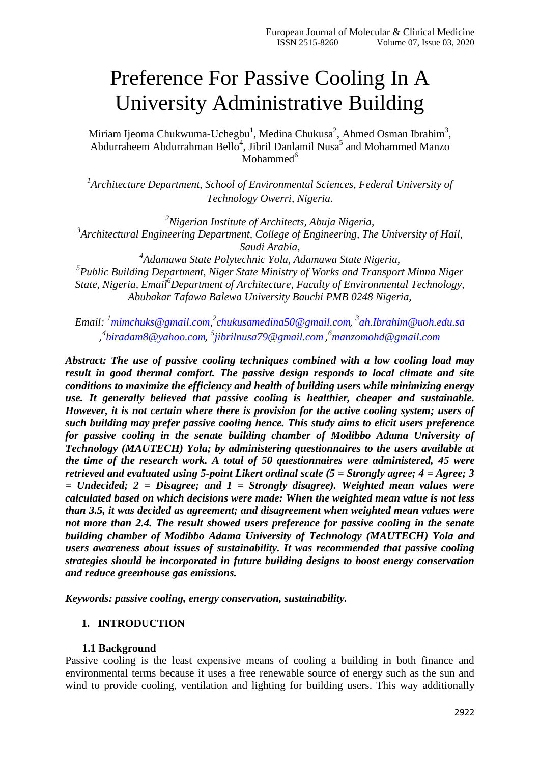# Preference For Passive Cooling In A University Administrative Building

Miriam Ijeoma Chukwuma-Uchegbu[1], Medina Chukusa[2], Ahmed Osman Ibrahim[3], Abdurraheem Abdurrahman Bello[4], Jibril Danlamil Nusa[5] and Mohammed Manzo Mohammed[6]

*[1]Architecture Department, School of Environmental Sciences, Federal University of Technology Owerri, Nigeria.*

*[2]Nigerian Institute of Architects, Abuja Nigeria,*
*[3]Architectural Engineering Department, College of Engineering, The University of Hail, Saudi Arabia,*
*[4]Adamawa State Polytechnic Yola, Adamawa State Nigeria,*
*[5]Public Building Department, Niger State Ministry of Works and Transport Minna Niger State, Nigeria, Email[6]Department of Architecture, Faculty of Environmental Technology, Abubakar Tafawa Balewa University Bauchi PMB 0248 Nigeria,*

*Email: [1]mimchuks@gmail.com,[2]chukusamedina50@gmail.com, [3]ah.Ibrahim@uoh.edu.sa ,[4]biradam8@yahoo.com, [5]jibrilnusa79@gmail.com ,[6]manzomohd@gmail.com*

***Abstract: The use of passive cooling techniques combined with a low cooling load may result in good thermal comfort. The passive design responds to local climate and site conditions to maximize the efficiency and health of building users while minimizing energy use. It generally believed that passive cooling is healthier, cheaper and sustainable. However, it is not certain where there is provision for the active cooling system; users of such building may prefer passive cooling hence. This study aims to elicit users preference for passive cooling in the senate building chamber of Modibbo Adama University of Technology (MAUTECH) Yola; by administering questionnaires to the users available at the time of the research work. A total of 50 questionnaires were administered, 45 were retrieved and evaluated using 5-point Likert ordinal scale (5 = Strongly agree; 4 = Agree; 3 = Undecided; 2 = Disagree; and 1 = Strongly disagree). Weighted mean values were calculated based on which decisions were made: When the weighted mean value is not less than 3.5, it was decided as agreement; and disagreement when weighted mean values were not more than 2.4. The result showed users preference for passive cooling in the senate building chamber of Modibbo Adama University of Technology (MAUTECH) Yola and users awareness about issues of sustainability. It was recommended that passive cooling strategies should be incorporated in future building designs to boost energy conservation and reduce greenhouse gas emissions.***

***Keywords: passive cooling, energy conservation, sustainability.***

## 1. INTRODUCTION

### 1.1 Background

Passive cooling is the least expensive means of cooling a building in both finance and environmental terms because it uses a free renewable source of energy such as the sun and wind to provide cooling, ventilation and lighting for building users. This way additionally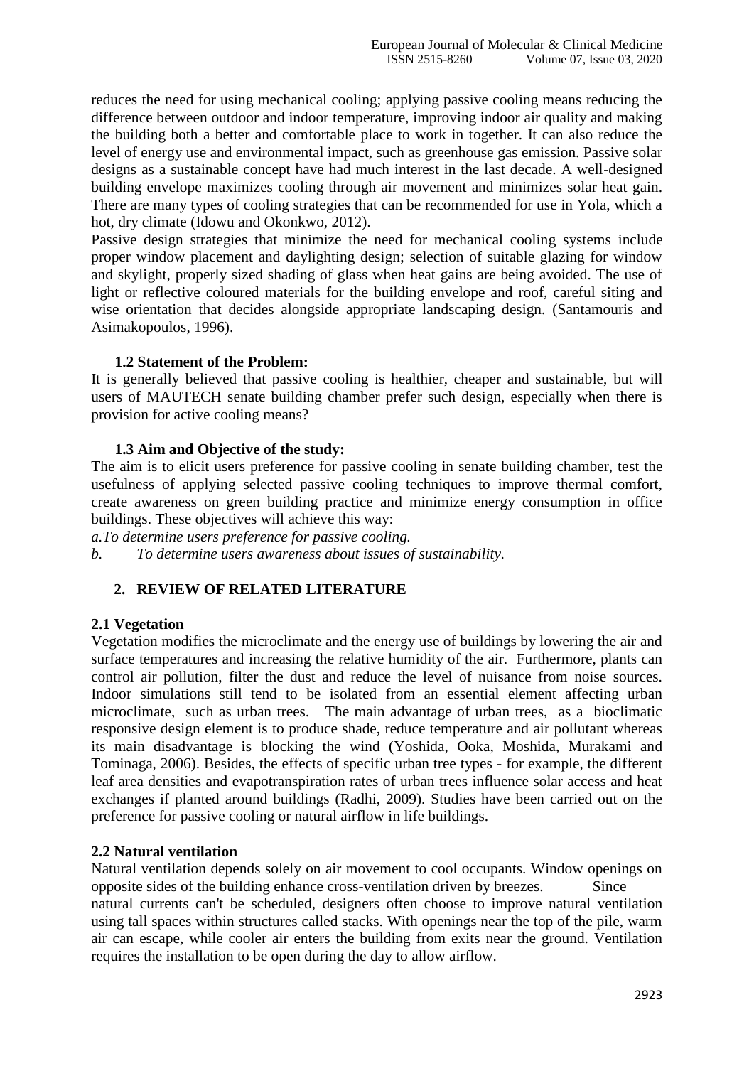reduces the need for using mechanical cooling; applying passive cooling means reducing the difference between outdoor and indoor temperature, improving indoor air quality and making the building both a better and comfortable place to work in together. It can also reduce the level of energy use and environmental impact, such as greenhouse gas emission. Passive solar designs as a sustainable concept have had much interest in the last decade. A well-designed building envelope maximizes cooling through air movement and minimizes solar heat gain. There are many types of cooling strategies that can be recommended for use in Yola, which a hot, dry climate (Idowu and Okonkwo, 2012).

Passive design strategies that minimize the need for mechanical cooling systems include proper window placement and daylighting design; selection of suitable glazing for window and skylight, properly sized shading of glass when heat gains are being avoided. The use of light or reflective coloured materials for the building envelope and roof, careful siting and wise orientation that decides alongside appropriate landscaping design. (Santamouris and Asimakopoulos, 1996).

### 1.2 Statement of the Problem:

It is generally believed that passive cooling is healthier, cheaper and sustainable, but will users of MAUTECH senate building chamber prefer such design, especially when there is provision for active cooling means?

### 1.3 Aim and Objective of the study:

The aim is to elicit users preference for passive cooling in senate building chamber, test the usefulness of applying selected passive cooling techniques to improve thermal comfort, create awareness on green building practice and minimize energy consumption in office buildings. These objectives will achieve this way:

*a.To determine users preference for passive cooling.*

*b. To determine users awareness about issues of sustainability.*

## 2. REVIEW OF RELATED LITERATURE

### 2.1 Vegetation

Vegetation modifies the microclimate and the energy use of buildings by lowering the air and surface temperatures and increasing the relative humidity of the air. Furthermore, plants can control air pollution, filter the dust and reduce the level of nuisance from noise sources. Indoor simulations still tend to be isolated from an essential element affecting urban microclimate, such as urban trees. The main advantage of urban trees, as a bioclimatic responsive design element is to produce shade, reduce temperature and air pollutant whereas its main disadvantage is blocking the wind (Yoshida, Ooka, Moshida, Murakami and Tominaga, 2006). Besides, the effects of specific urban tree types - for example, the different leaf area densities and evapotranspiration rates of urban trees influence solar access and heat exchanges if planted around buildings (Radhi, 2009). Studies have been carried out on the preference for passive cooling or natural airflow in life buildings.

### 2.2 Natural ventilation

Natural ventilation depends solely on air movement to cool occupants. Window openings on opposite sides of the building enhance cross-ventilation driven by breezes. Since natural currents can't be scheduled, designers often choose to improve natural ventilation using tall spaces within structures called stacks. With openings near the top of the pile, warm air can escape, while cooler air enters the building from exits near the ground. Ventilation requires the installation to be open during the day to allow airflow.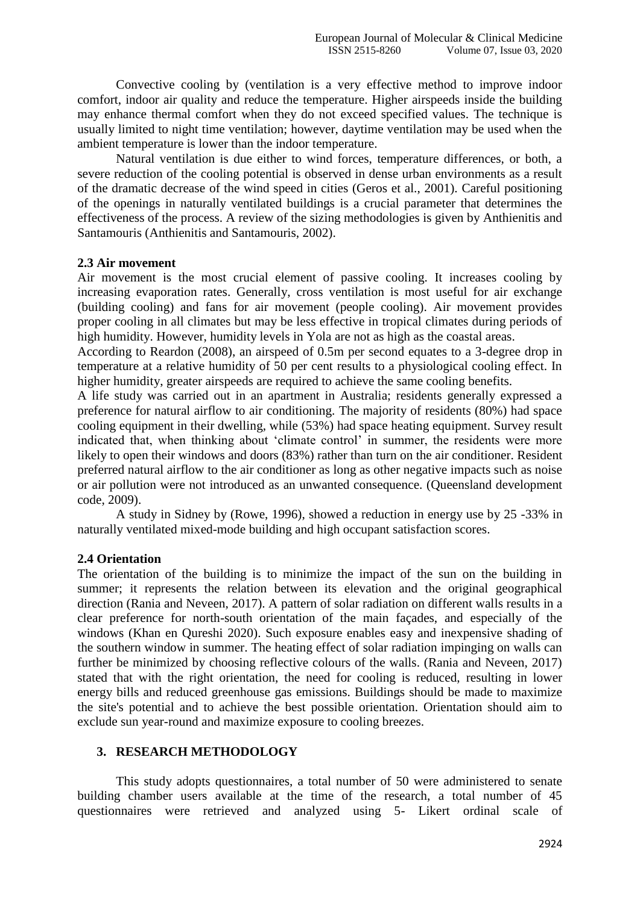Convective cooling by (ventilation is a very effective method to improve indoor comfort, indoor air quality and reduce the temperature. Higher airspeeds inside the building may enhance thermal comfort when they do not exceed specified values. The technique is usually limited to night time ventilation; however, daytime ventilation may be used when the ambient temperature is lower than the indoor temperature.

Natural ventilation is due either to wind forces, temperature differences, or both, a severe reduction of the cooling potential is observed in dense urban environments as a result of the dramatic decrease of the wind speed in cities (Geros et al., 2001). Careful positioning of the openings in naturally ventilated buildings is a crucial parameter that determines the effectiveness of the process. A review of the sizing methodologies is given by Anthienitis and Santamouris (Anthienitis and Santamouris, 2002).

### 2.3 Air movement

Air movement is the most crucial element of passive cooling. It increases cooling by increasing evaporation rates. Generally, cross ventilation is most useful for air exchange (building cooling) and fans for air movement (people cooling). Air movement provides proper cooling in all climates but may be less effective in tropical climates during periods of high humidity. However, humidity levels in Yola are not as high as the coastal areas.

According to Reardon (2008), an airspeed of 0.5m per second equates to a 3-degree drop in temperature at a relative humidity of 50 per cent results to a physiological cooling effect. In higher humidity, greater airspeeds are required to achieve the same cooling benefits.

A life study was carried out in an apartment in Australia; residents generally expressed a preference for natural airflow to air conditioning. The majority of residents (80%) had space cooling equipment in their dwelling, while (53%) had space heating equipment. Survey result indicated that, when thinking about 'climate control' in summer, the residents were more likely to open their windows and doors (83%) rather than turn on the air conditioner. Resident preferred natural airflow to the air conditioner as long as other negative impacts such as noise or air pollution were not introduced as an unwanted consequence. (Queensland development code, 2009).

A study in Sidney by (Rowe, 1996), showed a reduction in energy use by 25 -33% in naturally ventilated mixed-mode building and high occupant satisfaction scores.

### 2.4 Orientation

The orientation of the building is to minimize the impact of the sun on the building in summer; it represents the relation between its elevation and the original geographical direction (Rania and Neveen, 2017). A pattern of solar radiation on different walls results in a clear preference for north-south orientation of the main façades, and especially of the windows (Khan en Qureshi 2020). Such exposure enables easy and inexpensive shading of the southern window in summer. The heating effect of solar radiation impinging on walls can further be minimized by choosing reflective colours of the walls. (Rania and Neveen, 2017) stated that with the right orientation, the need for cooling is reduced, resulting in lower energy bills and reduced greenhouse gas emissions. Buildings should be made to maximize the site's potential and to achieve the best possible orientation. Orientation should aim to exclude sun year-round and maximize exposure to cooling breezes.

## 3. RESEARCH METHODOLOGY

This study adopts questionnaires, a total number of 50 were administered to senate building chamber users available at the time of the research, a total number of 45 questionnaires were retrieved and analyzed using 5- Likert ordinal scale of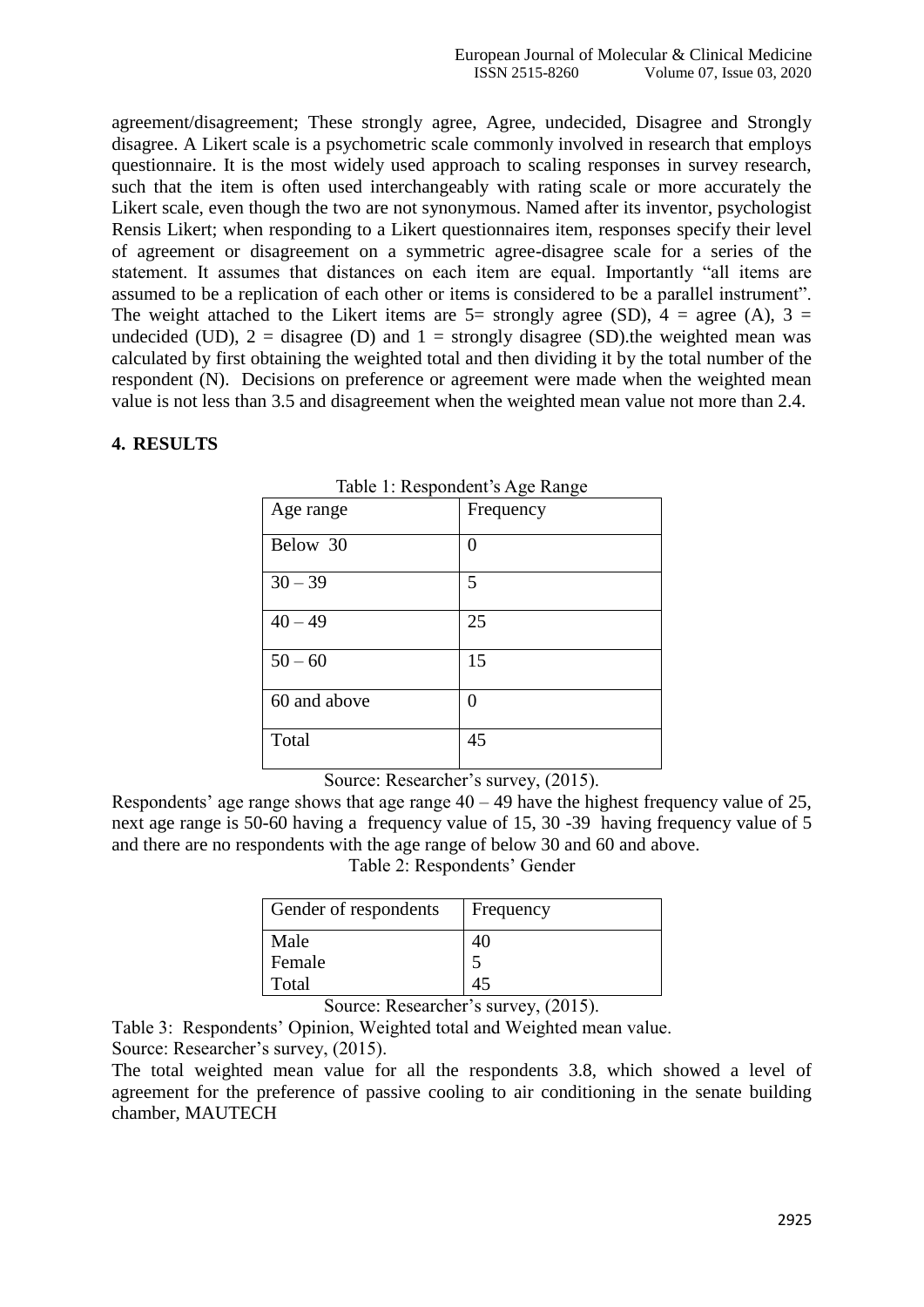agreement/disagreement; These strongly agree, Agree, undecided, Disagree and Strongly disagree. A Likert scale is a psychometric scale commonly involved in research that employs questionnaire. It is the most widely used approach to scaling responses in survey research, such that the item is often used interchangeably with rating scale or more accurately the Likert scale, even though the two are not synonymous. Named after its inventor, psychologist Rensis Likert; when responding to a Likert questionnaires item, responses specify their level of agreement or disagreement on a symmetric agree-disagree scale for a series of the statement. It assumes that distances on each item are equal. Importantly "all items are assumed to be a replication of each other or items is considered to be a parallel instrument". The weight attached to the Likert items are 5= strongly agree (SD), 4 = agree (A), 3 = undecided (UD), 2 = disagree (D) and 1 = strongly disagree (SD).the weighted mean was calculated by first obtaining the weighted total and then dividing it by the total number of the respondent (N). Decisions on preference or agreement were made when the weighted mean value is not less than 3.5 and disagreement when the weighted mean value not more than 2.4.

## 4. RESULTS

Table 1: Respondent's Age Range

| Age range | Frequency |
|---|---|
| Below 30 | 0 |
| 30 – 39 | 5 |
| 40 – 49 | 25 |
| 50 – 60 | 15 |
| 60 and above | 0 |
| Total | 45 |

Source: Researcher's survey, (2015).

Respondents' age range shows that age range 40 – 49 have the highest frequency value of 25, next age range is 50-60 having a frequency value of 15, 30 -39 having frequency value of 5 and there are no respondents with the age range of below 30 and 60 and above.

Table 2: Respondents' Gender

| Gender of respondents | Frequency |
|---|---|
| Male | 40 |
| Female | 5 |
| Total | 45 |

Source: Researcher's survey, (2015).

Table 3: Respondents' Opinion, Weighted total and Weighted mean value.

Source: Researcher's survey, (2015).

The total weighted mean value for all the respondents 3.8, which showed a level of agreement for the preference of passive cooling to air conditioning in the senate building chamber, MAUTECH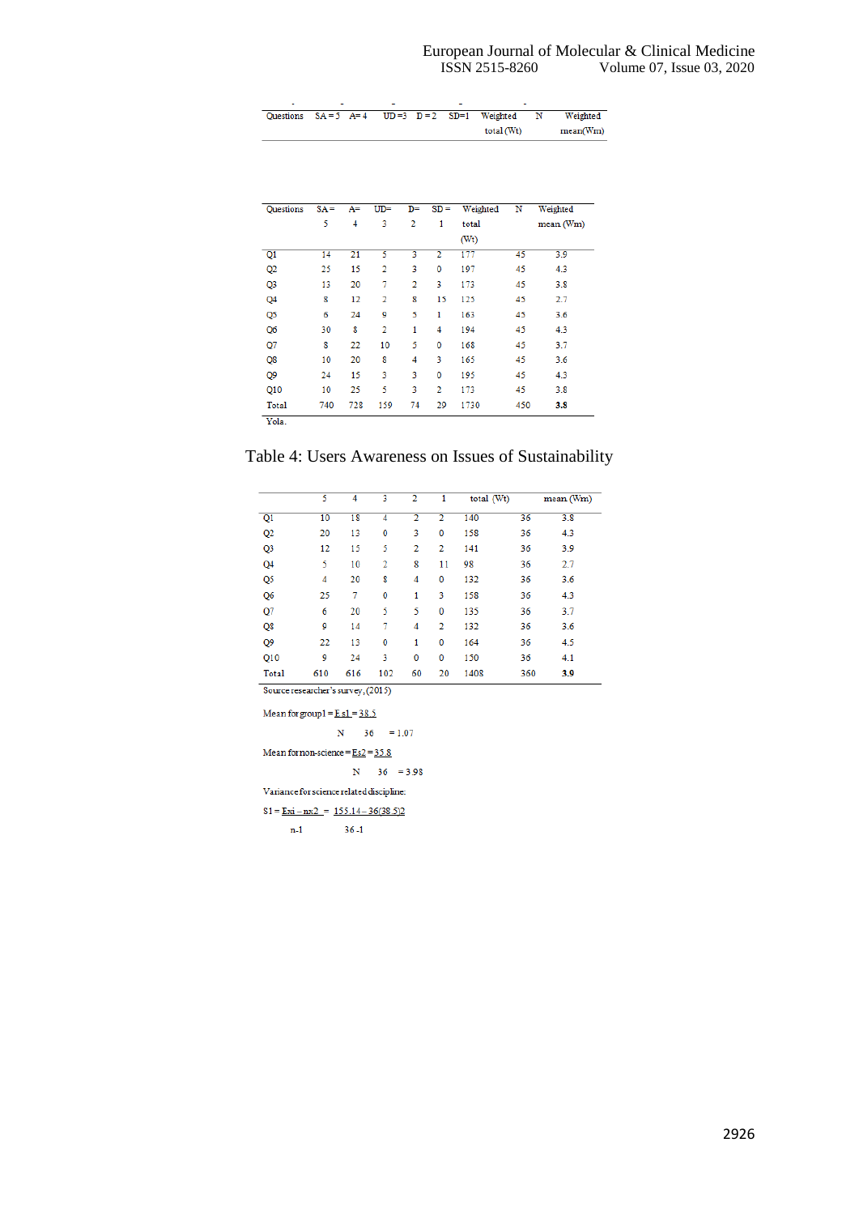| Questions | SA = 5 | A= 4 | UD =3 | D = 2 | SD=1 | Weighted total (Wt) | N | Weighted mean(Wm) |
|---|---|---|---|---|---|---|---|---|

| Questions | SA = 5 | A= 4 | UD= 3 | D= 2 | SD = 1 | Weighted total (Wt) | N | Weighted mean (Wm) |
|---|---|---|---|---|---|---|---|---|
| Q1 | 14 | 21 | 5 | 3 | 2 | 177 | 45 | 3.9 |
| Q2 | 25 | 15 | 2 | 3 | 0 | 197 | 45 | 4.3 |
| Q3 | 13 | 20 | 7 | 2 | 3 | 173 | 45 | 3.8 |
| Q4 | 8 | 12 | 2 | 8 | 15 | 125 | 45 | 2.7 |
| Q5 | 6 | 24 | 9 | 5 | 1 | 163 | 45 | 3.6 |
| Q6 | 30 | 8 | 2 | 1 | 4 | 194 | 45 | 4.3 |
| Q7 | 8 | 22 | 10 | 5 | 0 | 168 | 45 | 3.7 |
| Q8 | 10 | 20 | 8 | 4 | 3 | 165 | 45 | 3.6 |
| Q9 | 24 | 15 | 3 | 3 | 0 | 195 | 45 | 4.3 |
| Q10 | 10 | 25 | 5 | 3 | 2 | 173 | 45 | 3.8 |
| Total | 740 | 728 | 159 | 74 | 29 | 1730 | 450 | **3.8** |

Yola.

Table 4: Users Awareness on Issues of Sustainability

| | 5 | 4 | 3 | 2 | 1 | total (Wt) | | mean (Wm) |
|---|---|---|---|---|---|---|---|---|
| Q1 | 10 | 18 | 4 | 2 | 2 | 140 | 36 | 3.8 |
| Q2 | 20 | 13 | 0 | 3 | 0 | 158 | 36 | 4.3 |
| Q3 | 12 | 15 | 5 | 2 | 2 | 141 | 36 | 3.9 |
| Q4 | 5 | 10 | 2 | 8 | 11 | 98 | 36 | 2.7 |
| Q5 | 4 | 20 | 8 | 4 | 0 | 132 | 36 | 3.6 |
| Q6 | 25 | 7 | 0 | 1 | 3 | 158 | 36 | 4.3 |
| Q7 | 6 | 20 | 5 | 5 | 0 | 135 | 36 | 3.7 |
| Q8 | 9 | 14 | 7 | 4 | 2 | 132 | 36 | 3.6 |
| Q9 | 22 | 13 | 0 | 1 | 0 | 164 | 36 | 4.5 |
| Q10 | 9 | 24 | 3 | 0 | 0 | 150 | 36 | 4.1 |
| Total | 610 | 616 | 102 | 60 | 20 | 1408 | 360 | **3.9** |

Source researcher's survey, (2015)

Mean for group1 = $\frac{\Sigma s1}{N} = \frac{38.5}{36} = 1.07$

Mean for non-science = $\frac{\Sigma s2}{N} = \frac{35.8}{36} = 3.98$

Variance for science related discipline:

$S1 = \frac{\Sigma xi - nx2}{n-1} = \frac{155.14 - 36(38.5)2}{36 - 1}$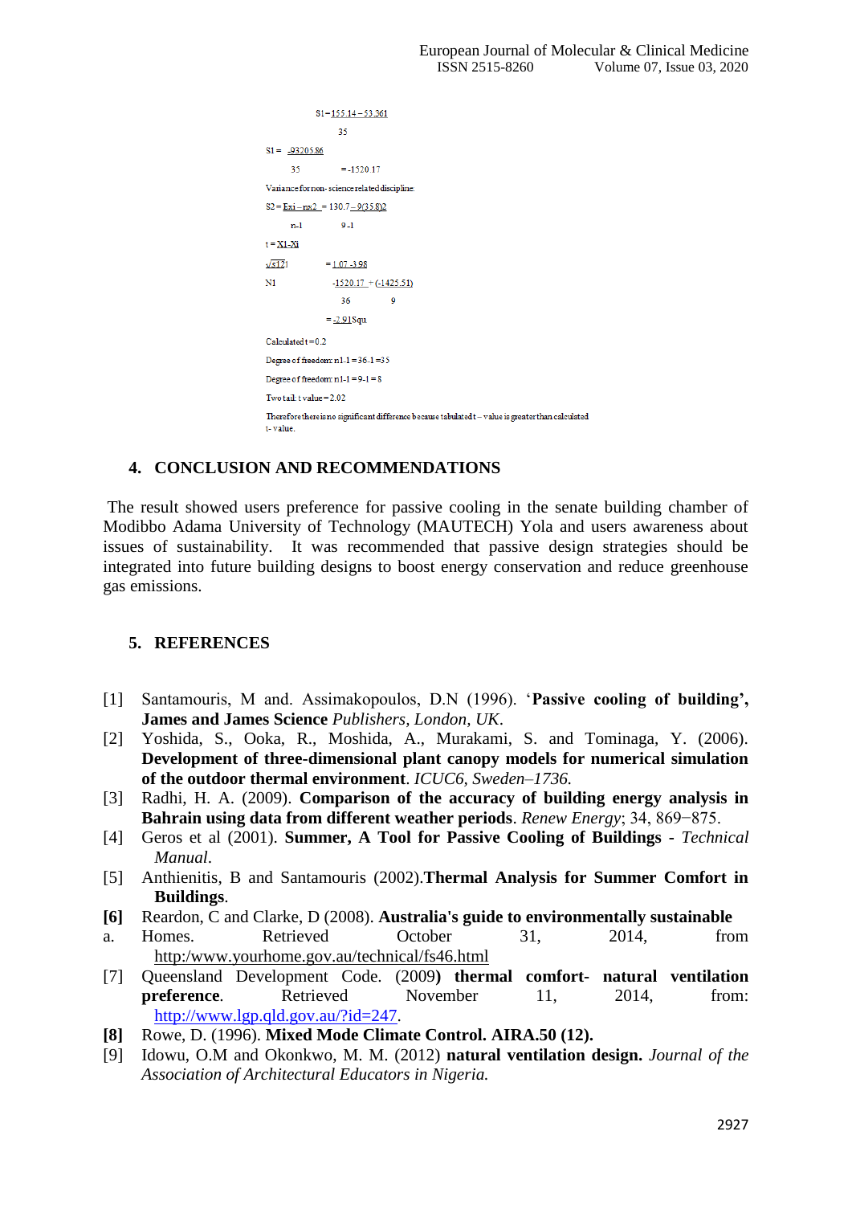$$S1 = \frac{155.14 - 53.361}{35}$$

$$S1 = \frac{-93205.86}{35} = -1520.17$$

Variance for non- science related discipline:

$$S2 = \frac{Exi - nx2}{n-1} = \frac{130.7 - 9(35.8)2}{9-1}$$

$$t = \frac{X1 - Xi}{\sqrt{\frac{s1^2 1}{N1}}} = \frac{1.07 - 3.98}{\frac{-1520.17}{36} + \frac{(-1425.51)}{9}}$$

$$= \frac{-2.91}{Squ}$$

Calculated t = 0.2

Degree of freedom: n1-1 = 36-1 = 35

Degree of freedom: n1-1 = 9-1 = 8

Two tail: t value = 2.02

Therefore there is no significant difference because tabulated t – value is greater than calculated t- value.

## 4. CONCLUSION AND RECOMMENDATIONS

The result showed users preference for passive cooling in the senate building chamber of Modibbo Adama University of Technology (MAUTECH) Yola and users awareness about issues of sustainability. It was recommended that passive design strategies should be integrated into future building designs to boost energy conservation and reduce greenhouse gas emissions.

## 5. REFERENCES

[1] Santamouris, M and. Assimakopoulos, D.N (1996). '**Passive cooling of building', James and James Science** *Publishers, London, UK*.

[2] Yoshida, S., Ooka, R., Moshida, A., Murakami, S. and Tominaga, Y. (2006). **Development of three-dimensional plant canopy models for numerical simulation of the outdoor thermal environment**. *ICUC6, Sweden–1736.*

[3] Radhi, H. A. (2009). **Comparison of the accuracy of building energy analysis in Bahrain using data from different weather periods**. *Renew Energy*; 34, 869−875.

[4] Geros et al (2001). **Summer, A Tool for Passive Cooling of Buildings** - *Technical Manual*.

[5] Anthienitis, B and Santamouris (2002).**Thermal Analysis for Summer Comfort in Buildings**.

**[6]** Reardon, C and Clarke, D (2008). **Australia's guide to environmentally sustainable**

a. Homes. Retrieved October 31, 2014, from http:/www.yourhome.gov.au/technical/fs46.html

[7] Queensland Development Code. (2009**) thermal comfort- natural ventilation preference**. Retrieved November 11, 2014, from: http://www.lgp.qld.gov.au/?id=247.

**[8]** Rowe, D. (1996). **Mixed Mode Climate Control. AIRA.50 (12).**

[9] Idowu, O.M and Okonkwo, M. M. (2012) **natural ventilation design.** *Journal of the Association of Architectural Educators in Nigeria.*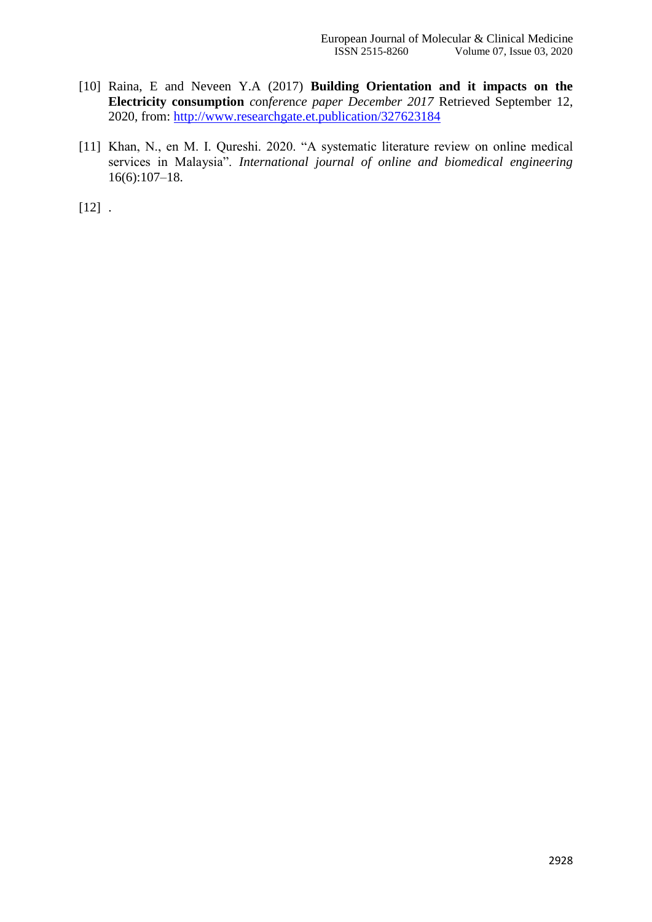[10] Raina, E and Neveen Y.A (2017) **Building Orientation and it impacts on the Electricity consumption** *conference paper December 2017* Retrieved September 12, 2020, from: http://www.researchgate.et.publication/327623184

[11] Khan, N., en M. I. Qureshi. 2020. "A systematic literature review on online medical services in Malaysia". *International journal of online and biomedical engineering* 16(6):107–18.

[12] .